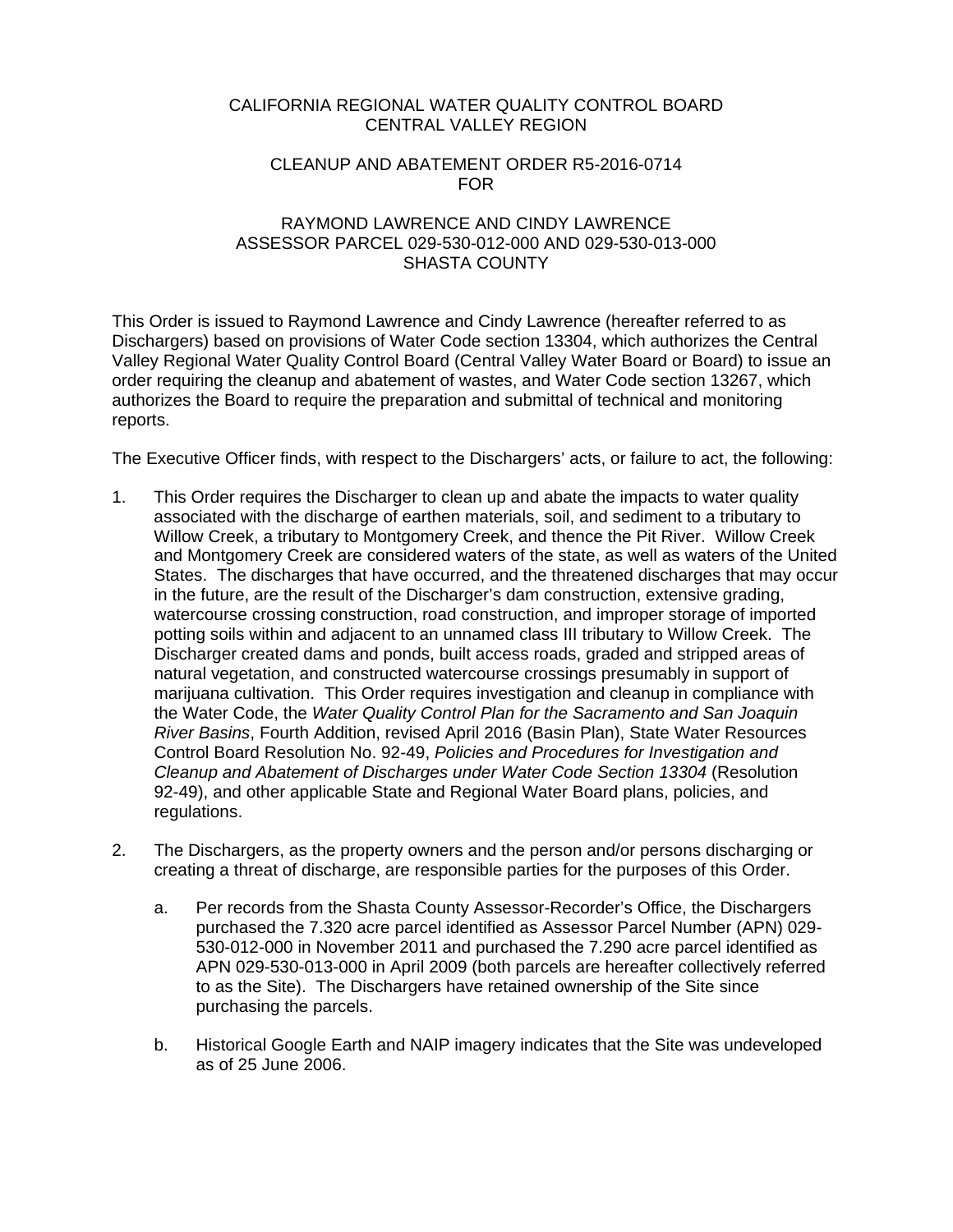CALIFORNIA REGIONAL WATER QUALITY CONTROL BOARD
CENTRAL VALLEY REGION

CLEANUP AND ABATEMENT ORDER R5-2016-0714
FOR

RAYMOND LAWRENCE AND CINDY LAWRENCE
ASSESSOR PARCEL 029-530-012-000 AND 029-530-013-000
SHASTA COUNTY

This Order is issued to Raymond Lawrence and Cindy Lawrence (hereafter referred to as Dischargers) based on provisions of Water Code section 13304, which authorizes the Central Valley Regional Water Quality Control Board (Central Valley Water Board or Board) to issue an order requiring the cleanup and abatement of wastes, and Water Code section 13267, which authorizes the Board to require the preparation and submittal of technical and monitoring reports.

The Executive Officer finds, with respect to the Dischargers' acts, or failure to act, the following:

1. This Order requires the Discharger to clean up and abate the impacts to water quality associated with the discharge of earthen materials, soil, and sediment to a tributary to Willow Creek, a tributary to Montgomery Creek, and thence the Pit River. Willow Creek and Montgomery Creek are considered waters of the state, as well as waters of the United States. The discharges that have occurred, and the threatened discharges that may occur in the future, are the result of the Discharger's dam construction, extensive grading, watercourse crossing construction, road construction, and improper storage of imported potting soils within and adjacent to an unnamed class III tributary to Willow Creek. The Discharger created dams and ponds, built access roads, graded and stripped areas of natural vegetation, and constructed watercourse crossings presumably in support of marijuana cultivation. This Order requires investigation and cleanup in compliance with the Water Code, the *Water Quality Control Plan for the Sacramento and San Joaquin River Basins*, Fourth Addition, revised April 2016 (Basin Plan), State Water Resources Control Board Resolution No. 92-49, *Policies and Procedures for Investigation and Cleanup and Abatement of Discharges under Water Code Section 13304* (Resolution 92-49), and other applicable State and Regional Water Board plans, policies, and regulations.

2. The Dischargers, as the property owners and the person and/or persons discharging or creating a threat of discharge, are responsible parties for the purposes of this Order.

   a. Per records from the Shasta County Assessor-Recorder's Office, the Dischargers purchased the 7.320 acre parcel identified as Assessor Parcel Number (APN) 029-530-012-000 in November 2011 and purchased the 7.290 acre parcel identified as APN 029-530-013-000 in April 2009 (both parcels are hereafter collectively referred to as the Site). The Dischargers have retained ownership of the Site since purchasing the parcels.

   b. Historical Google Earth and NAIP imagery indicates that the Site was undeveloped as of 25 June 2006.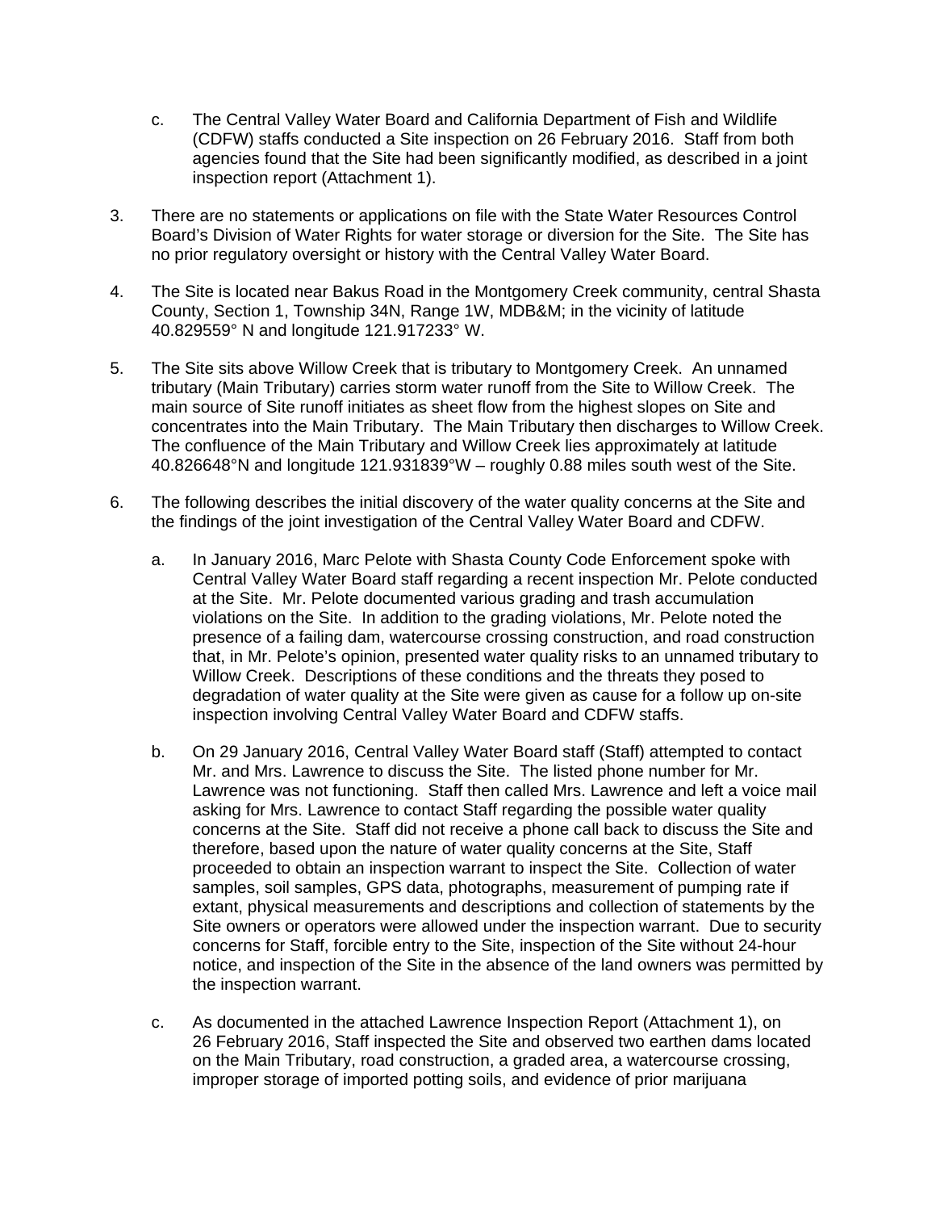c. The Central Valley Water Board and California Department of Fish and Wildlife (CDFW) staffs conducted a Site inspection on 26 February 2016. Staff from both agencies found that the Site had been significantly modified, as described in a joint inspection report (Attachment 1).

3. There are no statements or applications on file with the State Water Resources Control Board's Division of Water Rights for water storage or diversion for the Site. The Site has no prior regulatory oversight or history with the Central Valley Water Board.

4. The Site is located near Bakus Road in the Montgomery Creek community, central Shasta County, Section 1, Township 34N, Range 1W, MDB&M; in the vicinity of latitude 40.829559° N and longitude 121.917233° W.

5. The Site sits above Willow Creek that is tributary to Montgomery Creek. An unnamed tributary (Main Tributary) carries storm water runoff from the Site to Willow Creek. The main source of Site runoff initiates as sheet flow from the highest slopes on Site and concentrates into the Main Tributary. The Main Tributary then discharges to Willow Creek. The confluence of the Main Tributary and Willow Creek lies approximately at latitude 40.826648°N and longitude 121.931839°W – roughly 0.88 miles south west of the Site.

6. The following describes the initial discovery of the water quality concerns at the Site and the findings of the joint investigation of the Central Valley Water Board and CDFW.

   a. In January 2016, Marc Pelote with Shasta County Code Enforcement spoke with Central Valley Water Board staff regarding a recent inspection Mr. Pelote conducted at the Site. Mr. Pelote documented various grading and trash accumulation violations on the Site. In addition to the grading violations, Mr. Pelote noted the presence of a failing dam, watercourse crossing construction, and road construction that, in Mr. Pelote's opinion, presented water quality risks to an unnamed tributary to Willow Creek. Descriptions of these conditions and the threats they posed to degradation of water quality at the Site were given as cause for a follow up on-site inspection involving Central Valley Water Board and CDFW staffs.

   b. On 29 January 2016, Central Valley Water Board staff (Staff) attempted to contact Mr. and Mrs. Lawrence to discuss the Site. The listed phone number for Mr. Lawrence was not functioning. Staff then called Mrs. Lawrence and left a voice mail asking for Mrs. Lawrence to contact Staff regarding the possible water quality concerns at the Site. Staff did not receive a phone call back to discuss the Site and therefore, based upon the nature of water quality concerns at the Site, Staff proceeded to obtain an inspection warrant to inspect the Site. Collection of water samples, soil samples, GPS data, photographs, measurement of pumping rate if extant, physical measurements and descriptions and collection of statements by the Site owners or operators were allowed under the inspection warrant. Due to security concerns for Staff, forcible entry to the Site, inspection of the Site without 24-hour notice, and inspection of the Site in the absence of the land owners was permitted by the inspection warrant.

   c. As documented in the attached Lawrence Inspection Report (Attachment 1), on 26 February 2016, Staff inspected the Site and observed two earthen dams located on the Main Tributary, road construction, a graded area, a watercourse crossing, improper storage of imported potting soils, and evidence of prior marijuana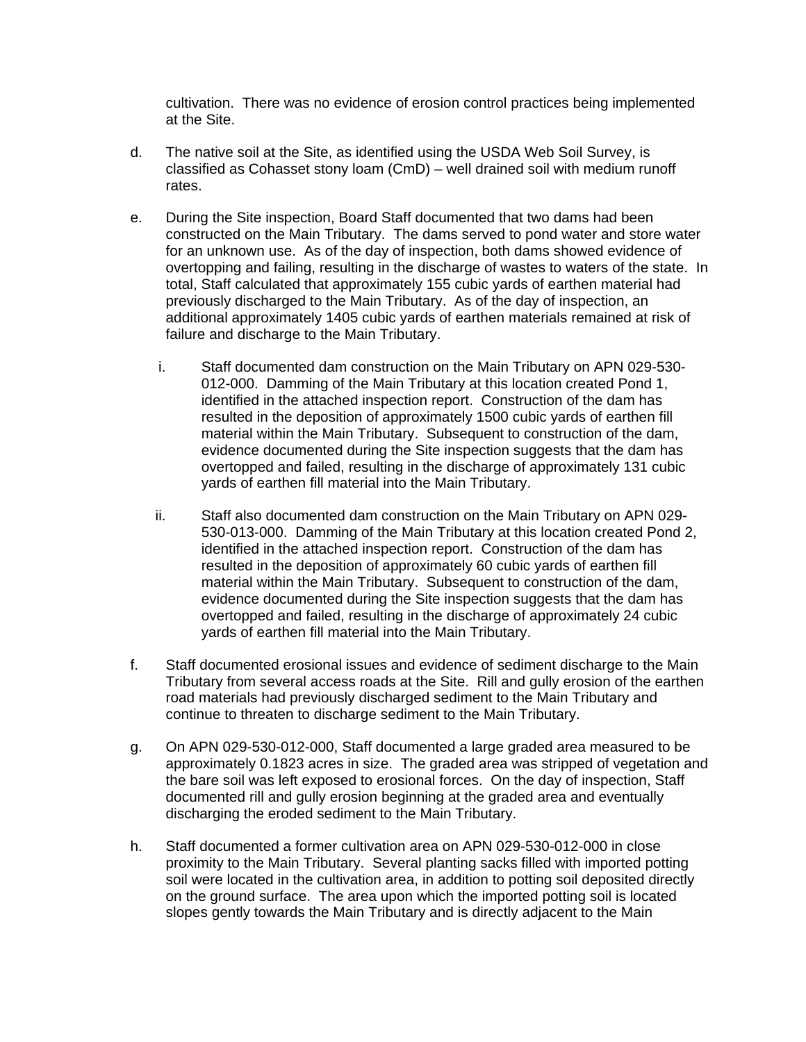cultivation. There was no evidence of erosion control practices being implemented at the Site.

d. The native soil at the Site, as identified using the USDA Web Soil Survey, is classified as Cohasset stony loam (CmD) – well drained soil with medium runoff rates.

e. During the Site inspection, Board Staff documented that two dams had been constructed on the Main Tributary. The dams served to pond water and store water for an unknown use. As of the day of inspection, both dams showed evidence of overtopping and failing, resulting in the discharge of wastes to waters of the state. In total, Staff calculated that approximately 155 cubic yards of earthen material had previously discharged to the Main Tributary. As of the day of inspection, an additional approximately 1405 cubic yards of earthen materials remained at risk of failure and discharge to the Main Tributary.

   i. Staff documented dam construction on the Main Tributary on APN 029-530-012-000. Damming of the Main Tributary at this location created Pond 1, identified in the attached inspection report. Construction of the dam has resulted in the deposition of approximately 1500 cubic yards of earthen fill material within the Main Tributary. Subsequent to construction of the dam, evidence documented during the Site inspection suggests that the dam has overtopped and failed, resulting in the discharge of approximately 131 cubic yards of earthen fill material into the Main Tributary.

   ii. Staff also documented dam construction on the Main Tributary on APN 029-530-013-000. Damming of the Main Tributary at this location created Pond 2, identified in the attached inspection report. Construction of the dam has resulted in the deposition of approximately 60 cubic yards of earthen fill material within the Main Tributary. Subsequent to construction of the dam, evidence documented during the Site inspection suggests that the dam has overtopped and failed, resulting in the discharge of approximately 24 cubic yards of earthen fill material into the Main Tributary.

f. Staff documented erosional issues and evidence of sediment discharge to the Main Tributary from several access roads at the Site. Rill and gully erosion of the earthen road materials had previously discharged sediment to the Main Tributary and continue to threaten to discharge sediment to the Main Tributary.

g. On APN 029-530-012-000, Staff documented a large graded area measured to be approximately 0.1823 acres in size. The graded area was stripped of vegetation and the bare soil was left exposed to erosional forces. On the day of inspection, Staff documented rill and gully erosion beginning at the graded area and eventually discharging the eroded sediment to the Main Tributary.

h. Staff documented a former cultivation area on APN 029-530-012-000 in close proximity to the Main Tributary. Several planting sacks filled with imported potting soil were located in the cultivation area, in addition to potting soil deposited directly on the ground surface. The area upon which the imported potting soil is located slopes gently towards the Main Tributary and is directly adjacent to the Main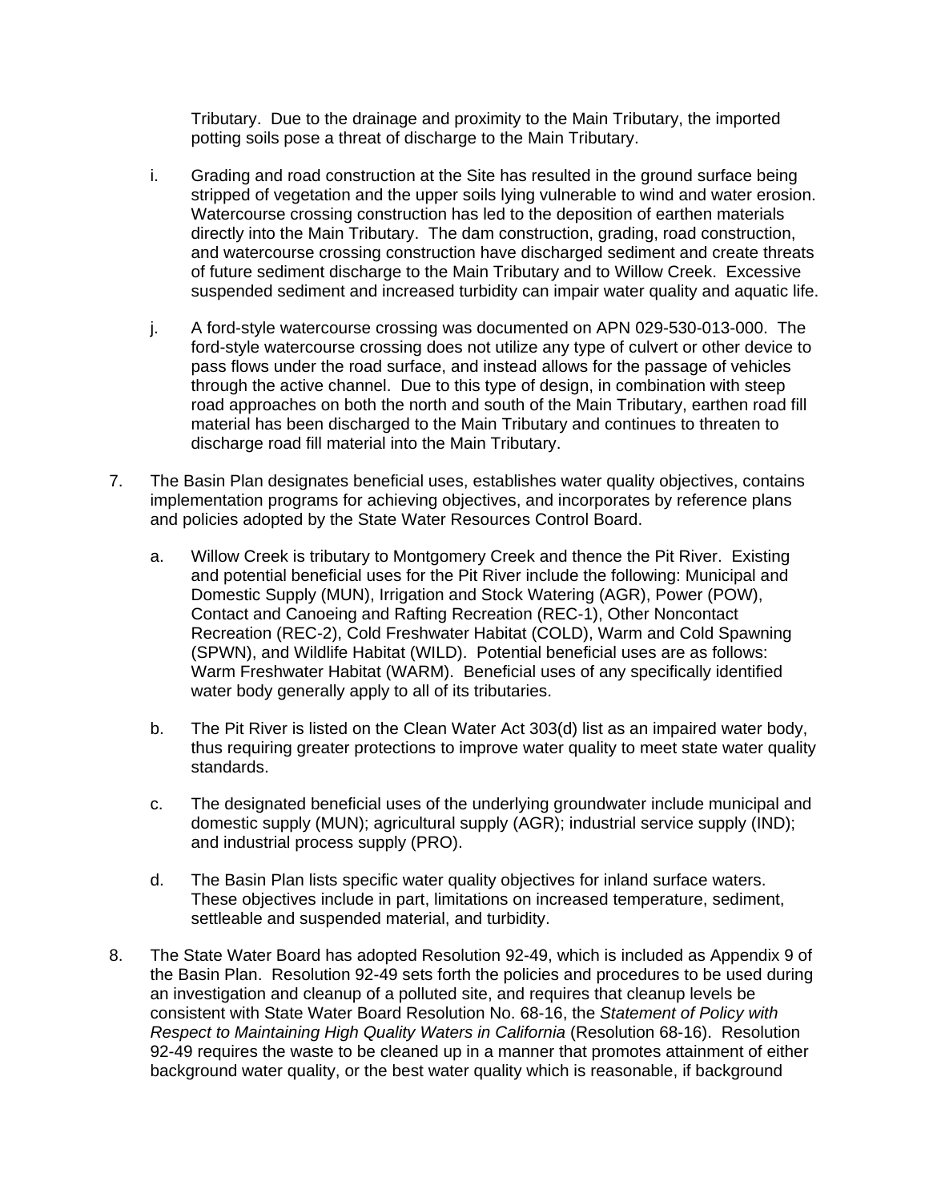Tributary. Due to the drainage and proximity to the Main Tributary, the imported potting soils pose a threat of discharge to the Main Tributary.

i. Grading and road construction at the Site has resulted in the ground surface being stripped of vegetation and the upper soils lying vulnerable to wind and water erosion. Watercourse crossing construction has led to the deposition of earthen materials directly into the Main Tributary. The dam construction, grading, road construction, and watercourse crossing construction have discharged sediment and create threats of future sediment discharge to the Main Tributary and to Willow Creek. Excessive suspended sediment and increased turbidity can impair water quality and aquatic life.

j. A ford-style watercourse crossing was documented on APN 029-530-013-000. The ford-style watercourse crossing does not utilize any type of culvert or other device to pass flows under the road surface, and instead allows for the passage of vehicles through the active channel. Due to this type of design, in combination with steep road approaches on both the north and south of the Main Tributary, earthen road fill material has been discharged to the Main Tributary and continues to threaten to discharge road fill material into the Main Tributary.

7. The Basin Plan designates beneficial uses, establishes water quality objectives, contains implementation programs for achieving objectives, and incorporates by reference plans and policies adopted by the State Water Resources Control Board.

   a. Willow Creek is tributary to Montgomery Creek and thence the Pit River. Existing and potential beneficial uses for the Pit River include the following: Municipal and Domestic Supply (MUN), Irrigation and Stock Watering (AGR), Power (POW), Contact and Canoeing and Rafting Recreation (REC-1), Other Noncontact Recreation (REC-2), Cold Freshwater Habitat (COLD), Warm and Cold Spawning (SPWN), and Wildlife Habitat (WILD). Potential beneficial uses are as follows: Warm Freshwater Habitat (WARM). Beneficial uses of any specifically identified water body generally apply to all of its tributaries.

   b. The Pit River is listed on the Clean Water Act 303(d) list as an impaired water body, thus requiring greater protections to improve water quality to meet state water quality standards.

   c. The designated beneficial uses of the underlying groundwater include municipal and domestic supply (MUN); agricultural supply (AGR); industrial service supply (IND); and industrial process supply (PRO).

   d. The Basin Plan lists specific water quality objectives for inland surface waters. These objectives include in part, limitations on increased temperature, sediment, settleable and suspended material, and turbidity.

8. The State Water Board has adopted Resolution 92-49, which is included as Appendix 9 of the Basin Plan. Resolution 92-49 sets forth the policies and procedures to be used during an investigation and cleanup of a polluted site, and requires that cleanup levels be consistent with State Water Board Resolution No. 68-16, the *Statement of Policy with Respect to Maintaining High Quality Waters in California* (Resolution 68-16). Resolution 92-49 requires the waste to be cleaned up in a manner that promotes attainment of either background water quality, or the best water quality which is reasonable, if background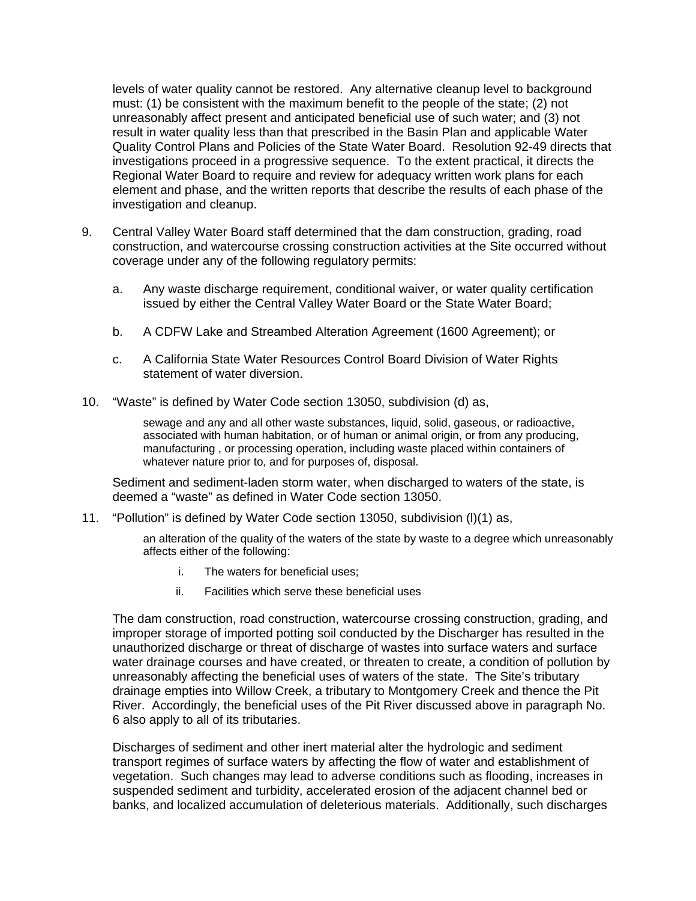levels of water quality cannot be restored. Any alternative cleanup level to background must: (1) be consistent with the maximum benefit to the people of the state; (2) not unreasonably affect present and anticipated beneficial use of such water; and (3) not result in water quality less than that prescribed in the Basin Plan and applicable Water Quality Control Plans and Policies of the State Water Board. Resolution 92-49 directs that investigations proceed in a progressive sequence. To the extent practical, it directs the Regional Water Board to require and review for adequacy written work plans for each element and phase, and the written reports that describe the results of each phase of the investigation and cleanup.

9. Central Valley Water Board staff determined that the dam construction, grading, road construction, and watercourse crossing construction activities at the Site occurred without coverage under any of the following regulatory permits:

   a. Any waste discharge requirement, conditional waiver, or water quality certification issued by either the Central Valley Water Board or the State Water Board;

   b. A CDFW Lake and Streambed Alteration Agreement (1600 Agreement); or

   c. A California State Water Resources Control Board Division of Water Rights statement of water diversion.

10. "Waste" is defined by Water Code section 13050, subdivision (d) as,

    > sewage and any and all other waste substances, liquid, solid, gaseous, or radioactive, associated with human habitation, or of human or animal origin, or from any producing, manufacturing , or processing operation, including waste placed within containers of whatever nature prior to, and for purposes of, disposal.

    Sediment and sediment-laden storm water, when discharged to waters of the state, is deemed a "waste" as defined in Water Code section 13050.

11. "Pollution" is defined by Water Code section 13050, subdivision (l)(1) as,

    > an alteration of the quality of the waters of the state by waste to a degree which unreasonably affects either of the following:
    >
    > i. The waters for beneficial uses;
    >
    > ii. Facilities which serve these beneficial uses

    The dam construction, road construction, watercourse crossing construction, grading, and improper storage of imported potting soil conducted by the Discharger has resulted in the unauthorized discharge or threat of discharge of wastes into surface waters and surface water drainage courses and have created, or threaten to create, a condition of pollution by unreasonably affecting the beneficial uses of waters of the state. The Site's tributary drainage empties into Willow Creek, a tributary to Montgomery Creek and thence the Pit River. Accordingly, the beneficial uses of the Pit River discussed above in paragraph No. 6 also apply to all of its tributaries.

    Discharges of sediment and other inert material alter the hydrologic and sediment transport regimes of surface waters by affecting the flow of water and establishment of vegetation. Such changes may lead to adverse conditions such as flooding, increases in suspended sediment and turbidity, accelerated erosion of the adjacent channel bed or banks, and localized accumulation of deleterious materials. Additionally, such discharges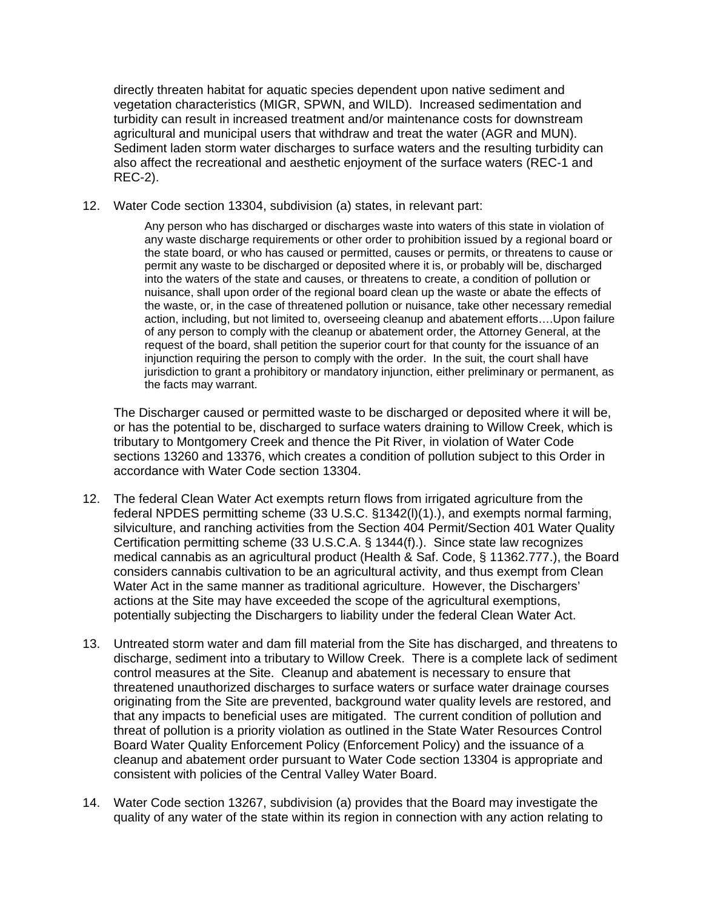directly threaten habitat for aquatic species dependent upon native sediment and vegetation characteristics (MIGR, SPWN, and WILD). Increased sedimentation and turbidity can result in increased treatment and/or maintenance costs for downstream agricultural and municipal users that withdraw and treat the water (AGR and MUN). Sediment laden storm water discharges to surface waters and the resulting turbidity can also affect the recreational and aesthetic enjoyment of the surface waters (REC-1 and REC-2).

12. Water Code section 13304, subdivision (a) states, in relevant part:

> Any person who has discharged or discharges waste into waters of this state in violation of any waste discharge requirements or other order to prohibition issued by a regional board or the state board, or who has caused or permitted, causes or permits, or threatens to cause or permit any waste to be discharged or deposited where it is, or probably will be, discharged into the waters of the state and causes, or threatens to create, a condition of pollution or nuisance, shall upon order of the regional board clean up the waste or abate the effects of the waste, or, in the case of threatened pollution or nuisance, take other necessary remedial action, including, but not limited to, overseeing cleanup and abatement efforts….Upon failure of any person to comply with the cleanup or abatement order, the Attorney General, at the request of the board, shall petition the superior court for that county for the issuance of an injunction requiring the person to comply with the order. In the suit, the court shall have jurisdiction to grant a prohibitory or mandatory injunction, either preliminary or permanent, as the facts may warrant.

The Discharger caused or permitted waste to be discharged or deposited where it will be, or has the potential to be, discharged to surface waters draining to Willow Creek, which is tributary to Montgomery Creek and thence the Pit River, in violation of Water Code sections 13260 and 13376, which creates a condition of pollution subject to this Order in accordance with Water Code section 13304.

12. The federal Clean Water Act exempts return flows from irrigated agriculture from the federal NPDES permitting scheme (33 U.S.C. §1342(l)(1).), and exempts normal farming, silviculture, and ranching activities from the Section 404 Permit/Section 401 Water Quality Certification permitting scheme (33 U.S.C.A. § 1344(f).). Since state law recognizes medical cannabis as an agricultural product (Health & Saf. Code, § 11362.777.), the Board considers cannabis cultivation to be an agricultural activity, and thus exempt from Clean Water Act in the same manner as traditional agriculture. However, the Dischargers' actions at the Site may have exceeded the scope of the agricultural exemptions, potentially subjecting the Dischargers to liability under the federal Clean Water Act.

13. Untreated storm water and dam fill material from the Site has discharged, and threatens to discharge, sediment into a tributary to Willow Creek. There is a complete lack of sediment control measures at the Site. Cleanup and abatement is necessary to ensure that threatened unauthorized discharges to surface waters or surface water drainage courses originating from the Site are prevented, background water quality levels are restored, and that any impacts to beneficial uses are mitigated. The current condition of pollution and threat of pollution is a priority violation as outlined in the State Water Resources Control Board Water Quality Enforcement Policy (Enforcement Policy) and the issuance of a cleanup and abatement order pursuant to Water Code section 13304 is appropriate and consistent with policies of the Central Valley Water Board.

14. Water Code section 13267, subdivision (a) provides that the Board may investigate the quality of any water of the state within its region in connection with any action relating to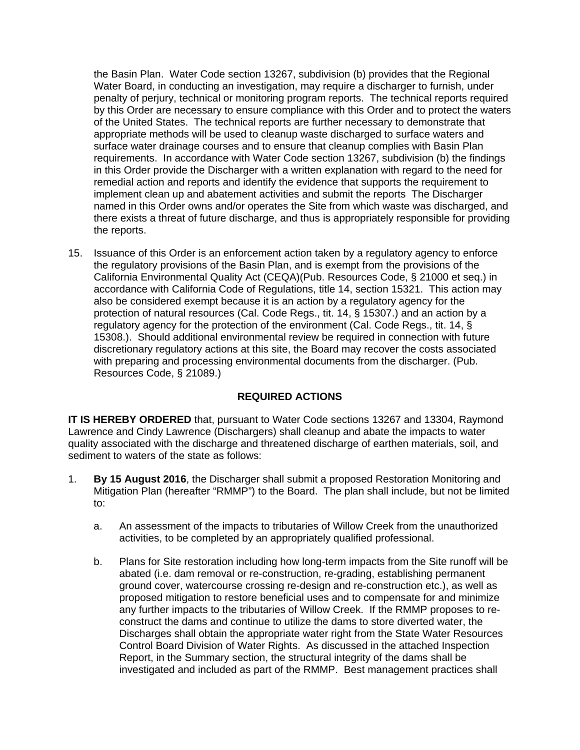the Basin Plan. Water Code section 13267, subdivision (b) provides that the Regional Water Board, in conducting an investigation, may require a discharger to furnish, under penalty of perjury, technical or monitoring program reports. The technical reports required by this Order are necessary to ensure compliance with this Order and to protect the waters of the United States. The technical reports are further necessary to demonstrate that appropriate methods will be used to cleanup waste discharged to surface waters and surface water drainage courses and to ensure that cleanup complies with Basin Plan requirements. In accordance with Water Code section 13267, subdivision (b) the findings in this Order provide the Discharger with a written explanation with regard to the need for remedial action and reports and identify the evidence that supports the requirement to implement clean up and abatement activities and submit the reports The Discharger named in this Order owns and/or operates the Site from which waste was discharged, and there exists a threat of future discharge, and thus is appropriately responsible for providing the reports.

15. Issuance of this Order is an enforcement action taken by a regulatory agency to enforce the regulatory provisions of the Basin Plan, and is exempt from the provisions of the California Environmental Quality Act (CEQA)(Pub. Resources Code, § 21000 et seq.) in accordance with California Code of Regulations, title 14, section 15321. This action may also be considered exempt because it is an action by a regulatory agency for the protection of natural resources (Cal. Code Regs., tit. 14, § 15307.) and an action by a regulatory agency for the protection of the environment (Cal. Code Regs., tit. 14, § 15308.). Should additional environmental review be required in connection with future discretionary regulatory actions at this site, the Board may recover the costs associated with preparing and processing environmental documents from the discharger. (Pub. Resources Code, § 21089.)

**REQUIRED ACTIONS**

**IT IS HEREBY ORDERED** that, pursuant to Water Code sections 13267 and 13304, Raymond Lawrence and Cindy Lawrence (Dischargers) shall cleanup and abate the impacts to water quality associated with the discharge and threatened discharge of earthen materials, soil, and sediment to waters of the state as follows:

1. **By 15 August 2016**, the Discharger shall submit a proposed Restoration Monitoring and Mitigation Plan (hereafter "RMMP") to the Board. The plan shall include, but not be limited to:

    a. An assessment of the impacts to tributaries of Willow Creek from the unauthorized activities, to be completed by an appropriately qualified professional.

    b. Plans for Site restoration including how long-term impacts from the Site runoff will be abated (i.e. dam removal or re-construction, re-grading, establishing permanent ground cover, watercourse crossing re-design and re-construction etc.), as well as proposed mitigation to restore beneficial uses and to compensate for and minimize any further impacts to the tributaries of Willow Creek. If the RMMP proposes to re-construct the dams and continue to utilize the dams to store diverted water, the Discharges shall obtain the appropriate water right from the State Water Resources Control Board Division of Water Rights. As discussed in the attached Inspection Report, in the Summary section, the structural integrity of the dams shall be investigated and included as part of the RMMP. Best management practices shall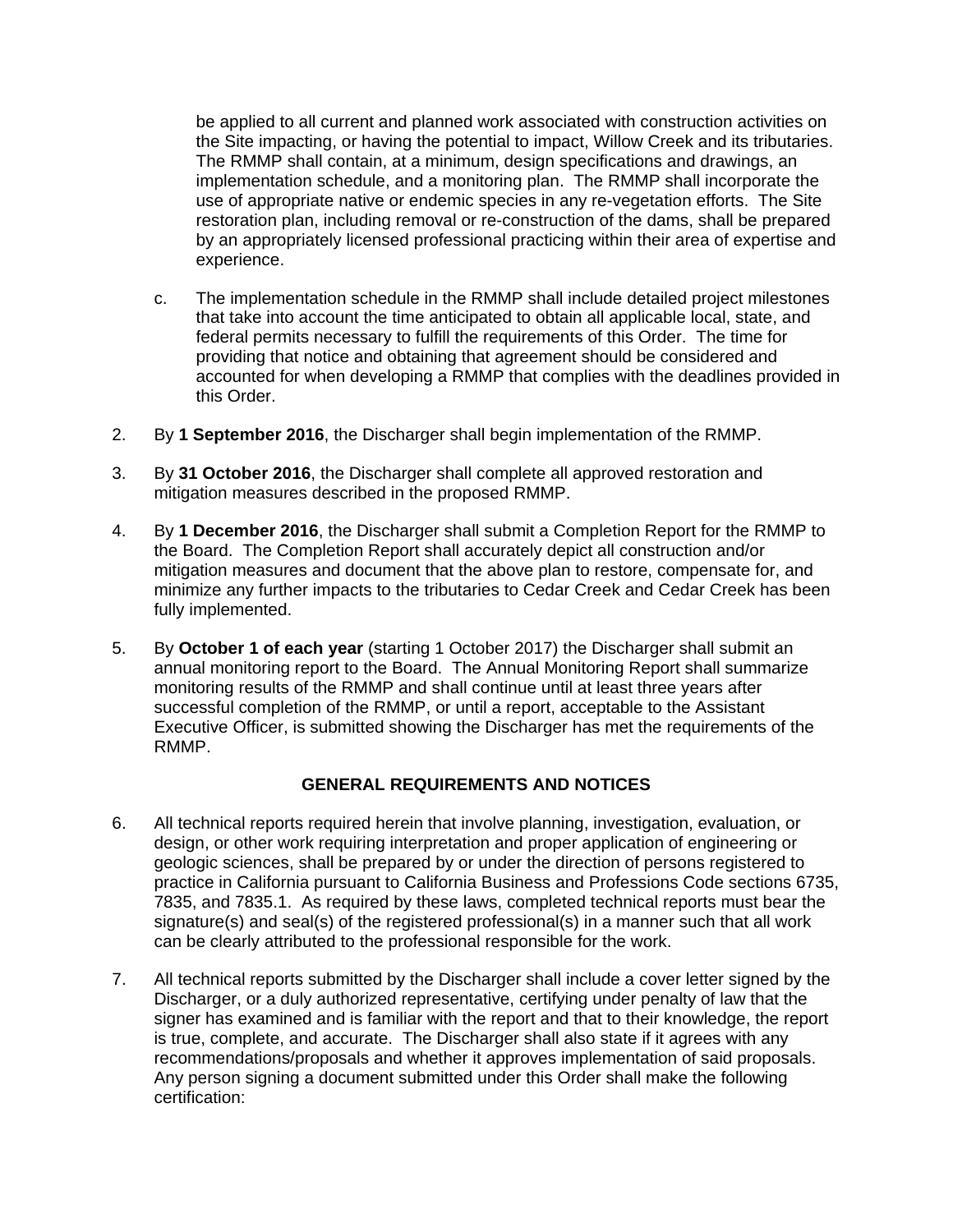be applied to all current and planned work associated with construction activities on the Site impacting, or having the potential to impact, Willow Creek and its tributaries. The RMMP shall contain, at a minimum, design specifications and drawings, an implementation schedule, and a monitoring plan. The RMMP shall incorporate the use of appropriate native or endemic species in any re-vegetation efforts. The Site restoration plan, including removal or re-construction of the dams, shall be prepared by an appropriately licensed professional practicing within their area of expertise and experience.

c. The implementation schedule in the RMMP shall include detailed project milestones that take into account the time anticipated to obtain all applicable local, state, and federal permits necessary to fulfill the requirements of this Order. The time for providing that notice and obtaining that agreement should be considered and accounted for when developing a RMMP that complies with the deadlines provided in this Order.

2. By **1 September 2016**, the Discharger shall begin implementation of the RMMP.

3. By **31 October 2016**, the Discharger shall complete all approved restoration and mitigation measures described in the proposed RMMP.

4. By **1 December 2016**, the Discharger shall submit a Completion Report for the RMMP to the Board. The Completion Report shall accurately depict all construction and/or mitigation measures and document that the above plan to restore, compensate for, and minimize any further impacts to the tributaries to Cedar Creek and Cedar Creek has been fully implemented.

5. By **October 1 of each year** (starting 1 October 2017) the Discharger shall submit an annual monitoring report to the Board. The Annual Monitoring Report shall summarize monitoring results of the RMMP and shall continue until at least three years after successful completion of the RMMP, or until a report, acceptable to the Assistant Executive Officer, is submitted showing the Discharger has met the requirements of the RMMP.

## GENERAL REQUIREMENTS AND NOTICES

6. All technical reports required herein that involve planning, investigation, evaluation, or design, or other work requiring interpretation and proper application of engineering or geologic sciences, shall be prepared by or under the direction of persons registered to practice in California pursuant to California Business and Professions Code sections 6735, 7835, and 7835.1. As required by these laws, completed technical reports must bear the signature(s) and seal(s) of the registered professional(s) in a manner such that all work can be clearly attributed to the professional responsible for the work.

7. All technical reports submitted by the Discharger shall include a cover letter signed by the Discharger, or a duly authorized representative, certifying under penalty of law that the signer has examined and is familiar with the report and that to their knowledge, the report is true, complete, and accurate. The Discharger shall also state if it agrees with any recommendations/proposals and whether it approves implementation of said proposals. Any person signing a document submitted under this Order shall make the following certification: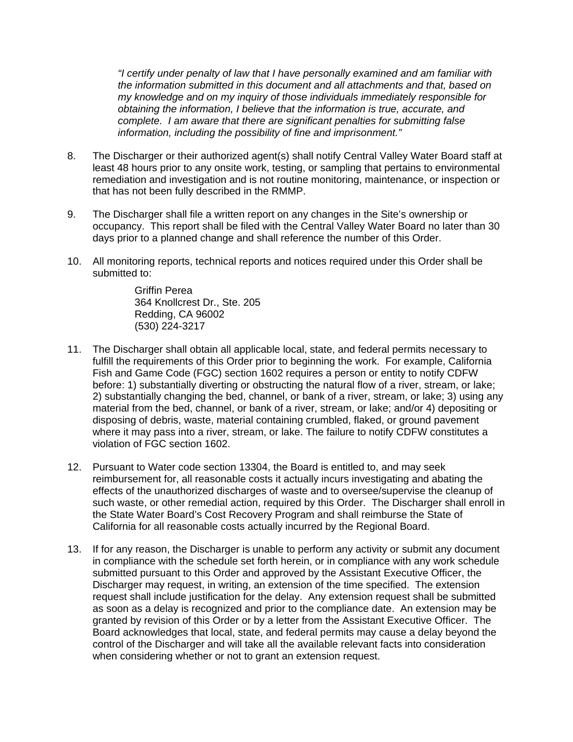*"I certify under penalty of law that I have personally examined and am familiar with the information submitted in this document and all attachments and that, based on my knowledge and on my inquiry of those individuals immediately responsible for obtaining the information, I believe that the information is true, accurate, and complete. I am aware that there are significant penalties for submitting false information, including the possibility of fine and imprisonment."*

8. The Discharger or their authorized agent(s) shall notify Central Valley Water Board staff at least 48 hours prior to any onsite work, testing, or sampling that pertains to environmental remediation and investigation and is not routine monitoring, maintenance, or inspection or that has not been fully described in the RMMP.

9. The Discharger shall file a written report on any changes in the Site's ownership or occupancy. This report shall be filed with the Central Valley Water Board no later than 30 days prior to a planned change and shall reference the number of this Order.

10. All monitoring reports, technical reports and notices required under this Order shall be submitted to:

    Griffin Perea
    364 Knollcrest Dr., Ste. 205
    Redding, CA 96002
    (530) 224-3217

11. The Discharger shall obtain all applicable local, state, and federal permits necessary to fulfill the requirements of this Order prior to beginning the work. For example, California Fish and Game Code (FGC) section 1602 requires a person or entity to notify CDFW before: 1) substantially diverting or obstructing the natural flow of a river, stream, or lake; 2) substantially changing the bed, channel, or bank of a river, stream, or lake; 3) using any material from the bed, channel, or bank of a river, stream, or lake; and/or 4) depositing or disposing of debris, waste, material containing crumbled, flaked, or ground pavement where it may pass into a river, stream, or lake. The failure to notify CDFW constitutes a violation of FGC section 1602.

12. Pursuant to Water code section 13304, the Board is entitled to, and may seek reimbursement for, all reasonable costs it actually incurs investigating and abating the effects of the unauthorized discharges of waste and to oversee/supervise the cleanup of such waste, or other remedial action, required by this Order. The Discharger shall enroll in the State Water Board's Cost Recovery Program and shall reimburse the State of California for all reasonable costs actually incurred by the Regional Board.

13. If for any reason, the Discharger is unable to perform any activity or submit any document in compliance with the schedule set forth herein, or in compliance with any work schedule submitted pursuant to this Order and approved by the Assistant Executive Officer, the Discharger may request, in writing, an extension of the time specified. The extension request shall include justification for the delay. Any extension request shall be submitted as soon as a delay is recognized and prior to the compliance date. An extension may be granted by revision of this Order or by a letter from the Assistant Executive Officer. The Board acknowledges that local, state, and federal permits may cause a delay beyond the control of the Discharger and will take all the available relevant facts into consideration when considering whether or not to grant an extension request.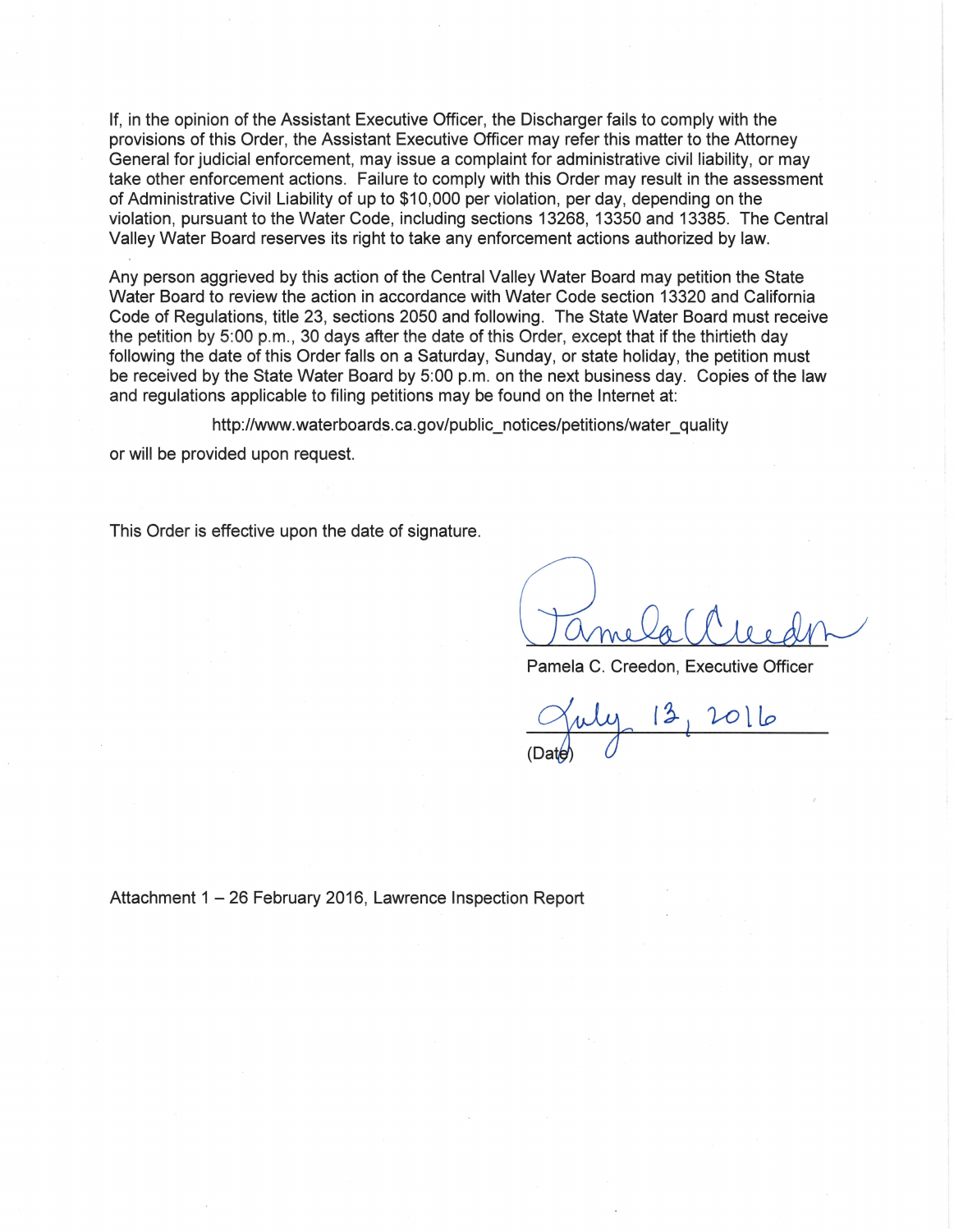If, in the opinion of the Assistant Executive Officer, the Discharger fails to comply with the provisions of this Order, the Assistant Executive Officer may refer this matter to the Attorney General for judicial enforcement, may issue a complaint for administrative civil liability, or may take other enforcement actions. Failure to comply with this Order may result in the assessment of Administrative Civil Liability of up to $10,000 per violation, per day, depending on the violation, pursuant to the Water Code, including sections 13268, 13350 and 13385. The Central Valley Water Board reserves its right to take any enforcement actions authorized by law.

Any person aggrieved by this action of the Central Valley Water Board may petition the State Water Board to review the action in accordance with Water Code section 13320 and California Code of Regulations, title 23, sections 2050 and following. The State Water Board must receive the petition by 5:00 p.m., 30 days after the date of this Order, except that if the thirtieth day following the date of this Order falls on a Saturday, Sunday, or state holiday, the petition must be received by the State Water Board by 5:00 p.m. on the next business day. Copies of the law and regulations applicable to filing petitions may be found on the Internet at:

http://www.waterboards.ca.gov/public_notices/petitions/water_quality

or will be provided upon request.

This Order is effective upon the date of signature.

Pamela C. Creedon (signature)

Pamela C. Creedon, Executive Officer

July 13, 2016

(Date)

Attachment 1 – 26 February 2016, Lawrence Inspection Report